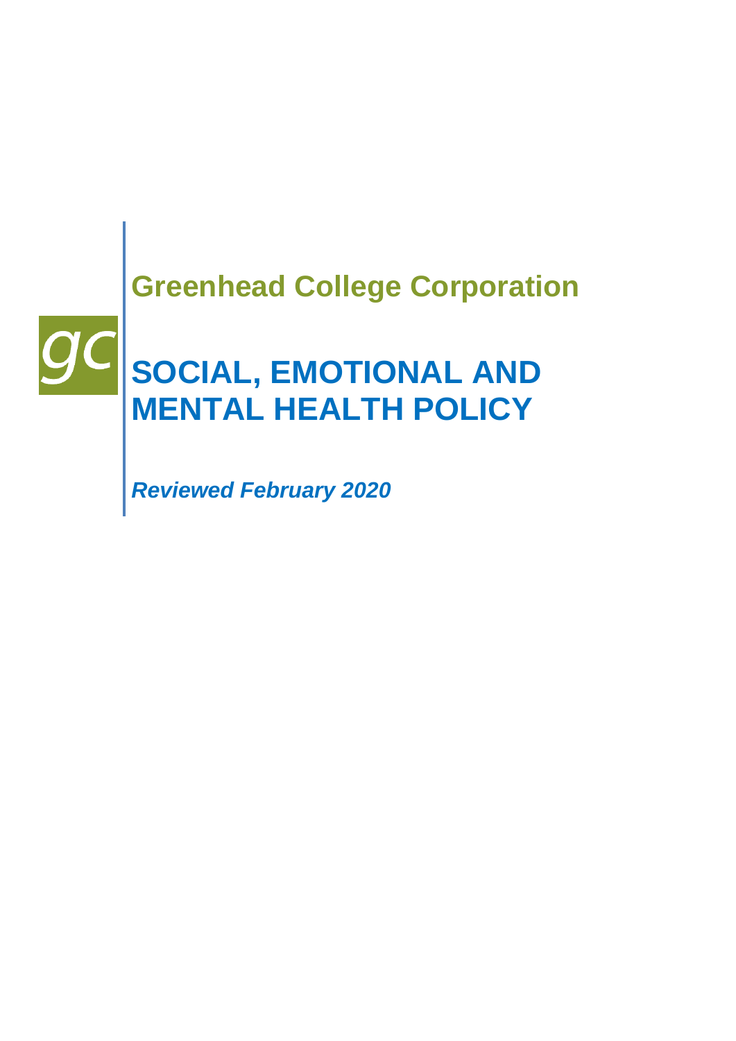## Greenhead College Corporation

gc

# SOCIAL, EMOTIONAL AND MENTAL HEALTH POLICY

***Reviewed February 2020***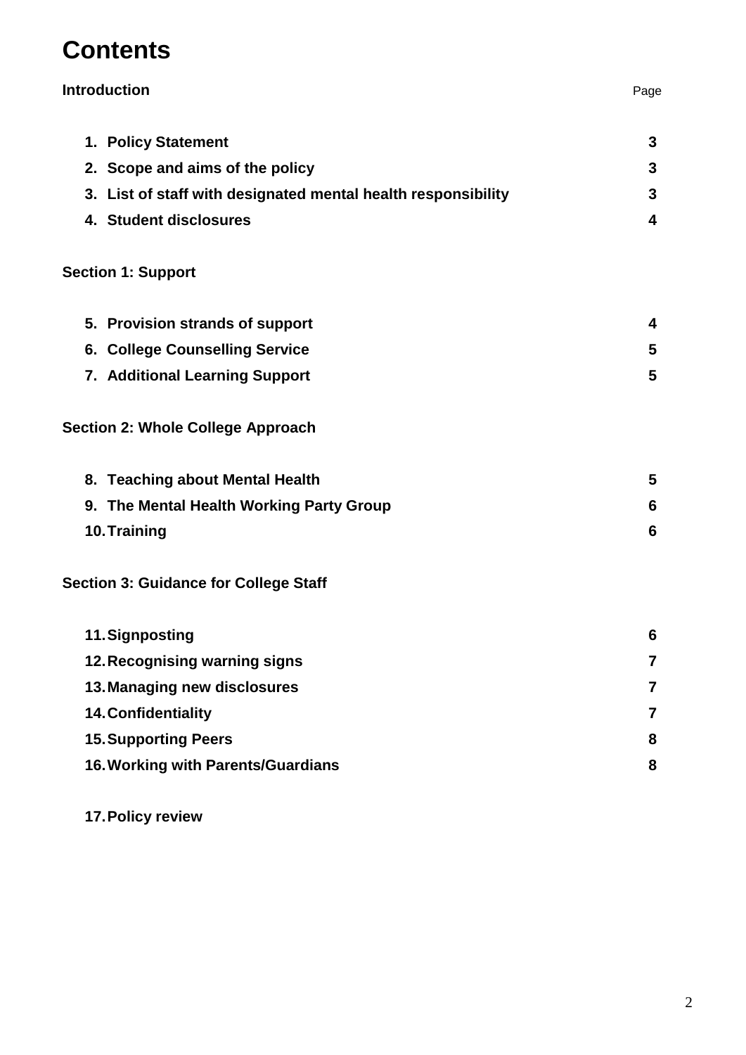# Contents

| **Introduction** | Page |
| --- | --- |
| **1. Policy Statement** | **3** |
| **2. Scope and aims of the policy** | **3** |
| **3. List of staff with designated mental health responsibility** | **3** |
| **4. Student disclosures** | **4** |
| **Section 1: Support** | |
| **5. Provision strands of support** | **4** |
| **6. College Counselling Service** | **5** |
| **7. Additional Learning Support** | **5** |
| **Section 2: Whole College Approach** | |
| **8. Teaching about Mental Health** | **5** |
| **9. The Mental Health Working Party Group** | **6** |
| **10. Training** | **6** |
| **Section 3: Guidance for College Staff** | |
| **11. Signposting** | **6** |
| **12. Recognising warning signs** | **7** |
| **13. Managing new disclosures** | **7** |
| **14. Confidentiality** | **7** |
| **15. Supporting Peers** | **8** |
| **16. Working with Parents/Guardians** | **8** |
| **17. Policy review** | |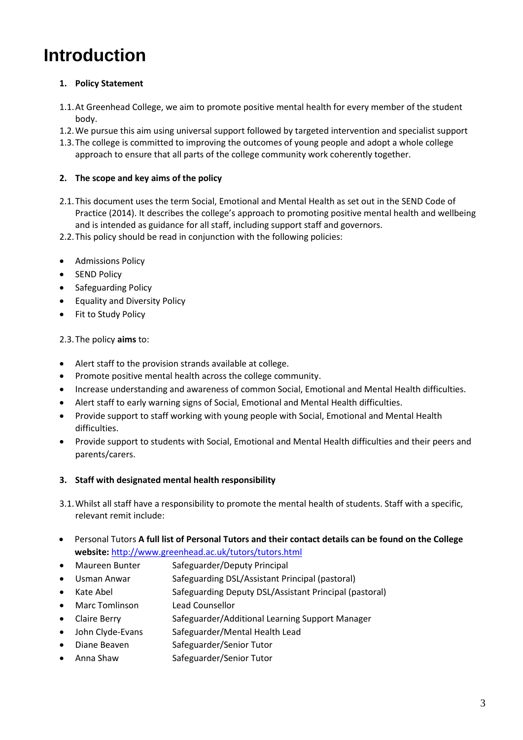# Introduction

## 1. Policy Statement

1.1. At Greenhead College, we aim to promote positive mental health for every member of the student body.

1.2. We pursue this aim using universal support followed by targeted intervention and specialist support

1.3. The college is committed to improving the outcomes of young people and adopt a whole college approach to ensure that all parts of the college community work coherently together.

## 2. The scope and key aims of the policy

2.1. This document uses the term Social, Emotional and Mental Health as set out in the SEND Code of Practice (2014). It describes the college's approach to promoting positive mental health and wellbeing and is intended as guidance for all staff, including support staff and governors.

2.2. This policy should be read in conjunction with the following policies:

- Admissions Policy
- SEND Policy
- Safeguarding Policy
- Equality and Diversity Policy
- Fit to Study Policy

2.3. The policy **aims** to:

- Alert staff to the provision strands available at college.
- Promote positive mental health across the college community.
- Increase understanding and awareness of common Social, Emotional and Mental Health difficulties.
- Alert staff to early warning signs of Social, Emotional and Mental Health difficulties.
- Provide support to staff working with young people with Social, Emotional and Mental Health difficulties.
- Provide support to students with Social, Emotional and Mental Health difficulties and their peers and parents/carers.

## 3. Staff with designated mental health responsibility

3.1. Whilst all staff have a responsibility to promote the mental health of students. Staff with a specific, relevant remit include:

- Personal Tutors **A full list of Personal Tutors and their contact details can be found on the College website:** [http://www.greenhead.ac.uk/tutors/tutors.html](http://www.greenhead.ac.uk/tutors/tutors.html)
- Maureen Bunter — Safeguarder/Deputy Principal
- Usman Anwar — Safeguarding DSL/Assistant Principal (pastoral)
- Kate Abel — Safeguarding Deputy DSL/Assistant Principal (pastoral)
- Marc Tomlinson — Lead Counsellor
- Claire Berry — Safeguarder/Additional Learning Support Manager
- John Clyde-Evans — Safeguarder/Mental Health Lead
- Diane Beaven — Safeguarder/Senior Tutor
- Anna Shaw — Safeguarder/Senior Tutor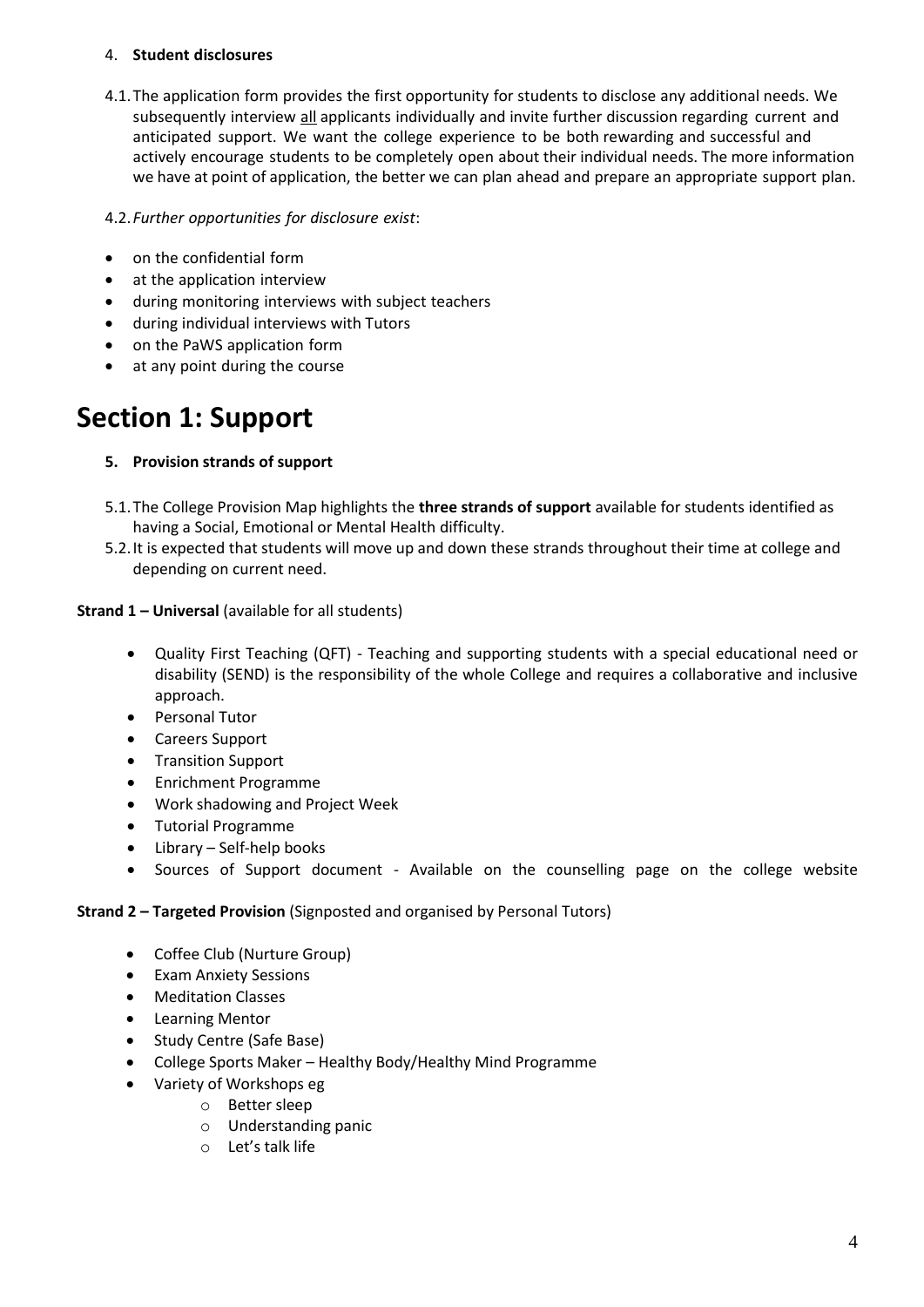4. **Student disclosures**

4.1. The application form provides the first opportunity for students to disclose any additional needs. We subsequently interview all applicants individually and invite further discussion regarding current and anticipated support. We want the college experience to be both rewarding and successful and actively encourage students to be completely open about their individual needs. The more information we have at point of application, the better we can plan ahead and prepare an appropriate support plan.

4.2. *Further opportunities for disclosure exist*:

- on the confidential form
- at the application interview
- during monitoring interviews with subject teachers
- during individual interviews with Tutors
- on the PaWS application form
- at any point during the course

# Section 1: Support

5. **Provision strands of support**

5.1. The College Provision Map highlights the **three strands of support** available for students identified as having a Social, Emotional or Mental Health difficulty.

5.2. It is expected that students will move up and down these strands throughout their time at college and depending on current need.

**Strand 1 – Universal** (available for all students)

- Quality First Teaching (QFT) - Teaching and supporting students with a special educational need or disability (SEND) is the responsibility of the whole College and requires a collaborative and inclusive approach.
- Personal Tutor
- Careers Support
- Transition Support
- Enrichment Programme
- Work shadowing and Project Week
- Tutorial Programme
- Library – Self-help books
- Sources of Support document - Available on the counselling page on the college website

**Strand 2 – Targeted Provision** (Signposted and organised by Personal Tutors)

- Coffee Club (Nurture Group)
- Exam Anxiety Sessions
- Meditation Classes
- Learning Mentor
- Study Centre (Safe Base)
- College Sports Maker – Healthy Body/Healthy Mind Programme
- Variety of Workshops eg
  - Better sleep
  - Understanding panic
  - Let's talk life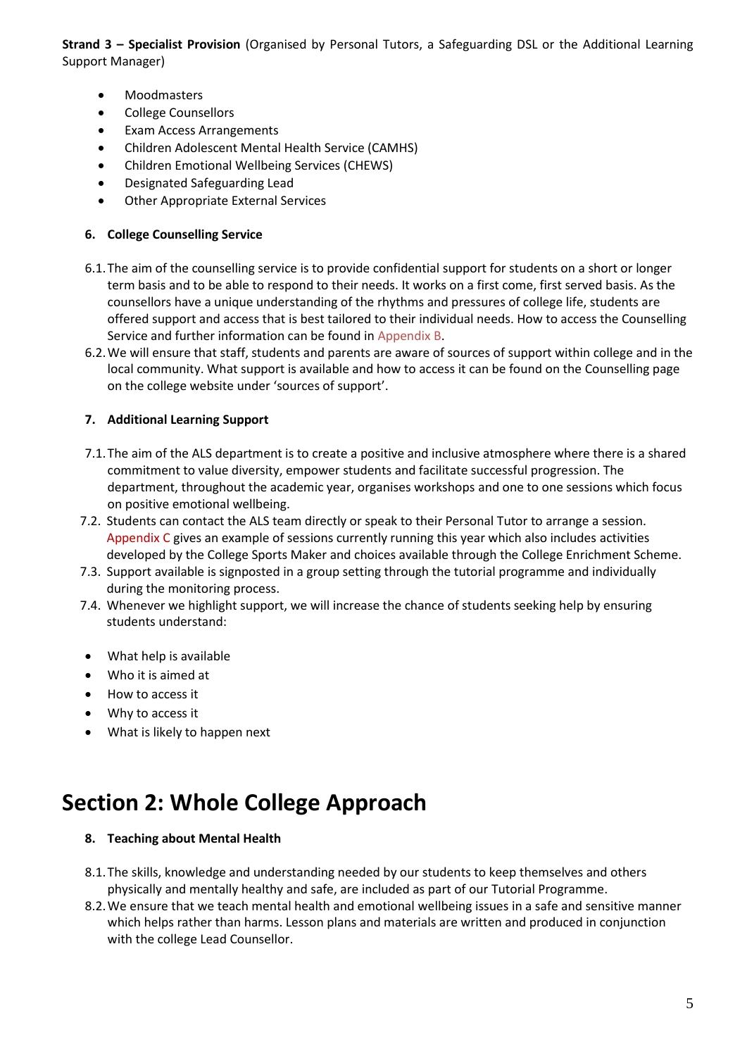**Strand 3 – Specialist Provision** (Organised by Personal Tutors, a Safeguarding DSL or the Additional Learning Support Manager)

- Moodmasters
- College Counsellors
- Exam Access Arrangements
- Children Adolescent Mental Health Service (CAMHS)
- Children Emotional Wellbeing Services (CHEWS)
- Designated Safeguarding Lead
- Other Appropriate External Services

### 6. College Counselling Service

6.1. The aim of the counselling service is to provide confidential support for students on a short or longer term basis and to be able to respond to their needs. It works on a first come, first served basis. As the counsellors have a unique understanding of the rhythms and pressures of college life, students are offered support and access that is best tailored to their individual needs. How to access the Counselling Service and further information can be found in Appendix B.

6.2. We will ensure that staff, students and parents are aware of sources of support within college and in the local community. What support is available and how to access it can be found on the Counselling page on the college website under 'sources of support'.

### 7. Additional Learning Support

7.1. The aim of the ALS department is to create a positive and inclusive atmosphere where there is a shared commitment to value diversity, empower students and facilitate successful progression. The department, throughout the academic year, organises workshops and one to one sessions which focus on positive emotional wellbeing.

7.2. Students can contact the ALS team directly or speak to their Personal Tutor to arrange a session. Appendix C gives an example of sessions currently running this year which also includes activities developed by the College Sports Maker and choices available through the College Enrichment Scheme.

7.3. Support available is signposted in a group setting through the tutorial programme and individually during the monitoring process.

7.4. Whenever we highlight support, we will increase the chance of students seeking help by ensuring students understand:

- What help is available
- Who it is aimed at
- How to access it
- Why to access it
- What is likely to happen next

# Section 2: Whole College Approach

### 8. Teaching about Mental Health

8.1. The skills, knowledge and understanding needed by our students to keep themselves and others physically and mentally healthy and safe, are included as part of our Tutorial Programme.

8.2. We ensure that we teach mental health and emotional wellbeing issues in a safe and sensitive manner which helps rather than harms. Lesson plans and materials are written and produced in conjunction with the college Lead Counsellor.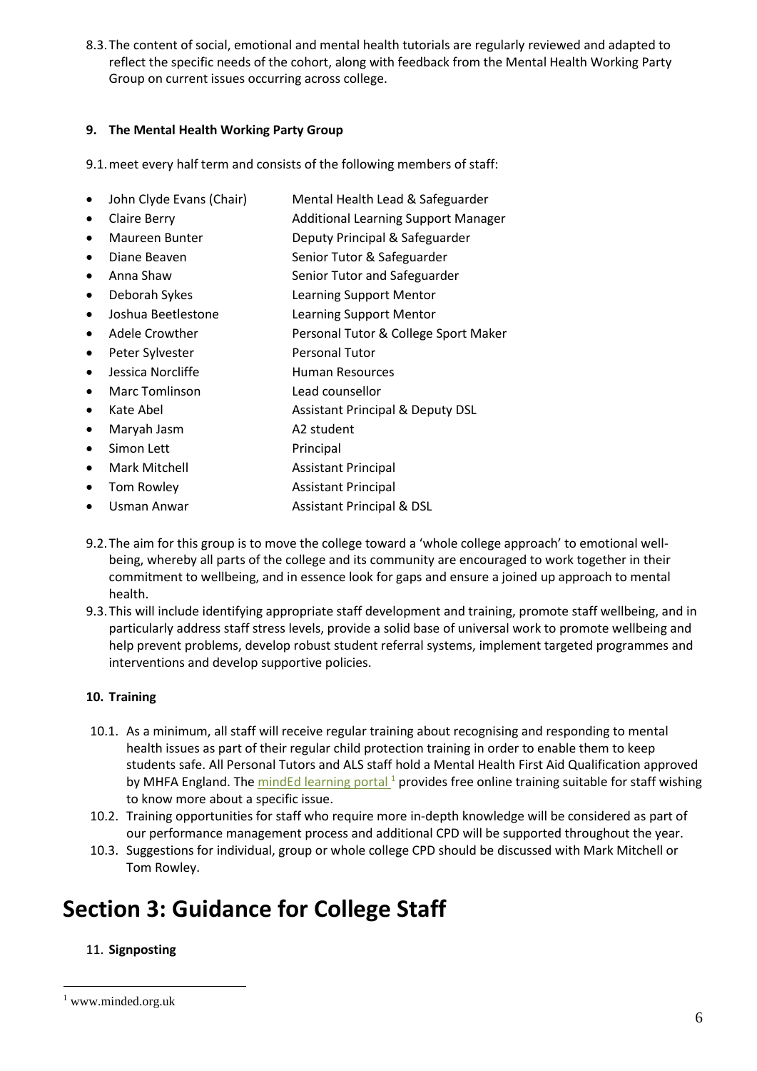8.3. The content of social, emotional and mental health tutorials are regularly reviewed and adapted to reflect the specific needs of the cohort, along with feedback from the Mental Health Working Party Group on current issues occurring across college.

**9. The Mental Health Working Party Group**

9.1. meet every half term and consists of the following members of staff:

- John Clyde Evans (Chair) — Mental Health Lead & Safeguarder
- Claire Berry — Additional Learning Support Manager
- Maureen Bunter — Deputy Principal & Safeguarder
- Diane Beaven — Senior Tutor & Safeguarder
- Anna Shaw — Senior Tutor and Safeguarder
- Deborah Sykes — Learning Support Mentor
- Joshua Beetlestone — Learning Support Mentor
- Adele Crowther — Personal Tutor & College Sport Maker
- Peter Sylvester — Personal Tutor
- Jessica Norcliffe — Human Resources
- Marc Tomlinson — Lead counsellor
- Kate Abel — Assistant Principal & Deputy DSL
- Maryah Jasm — A2 student
- Simon Lett — Principal
- Mark Mitchell — Assistant Principal
- Tom Rowley — Assistant Principal
- Usman Anwar — Assistant Principal & DSL

9.2. The aim for this group is to move the college toward a 'whole college approach' to emotional well-being, whereby all parts of the college and its community are encouraged to work together in their commitment to wellbeing, and in essence look for gaps and ensure a joined up approach to mental health.

9.3. This will include identifying appropriate staff development and training, promote staff wellbeing, and in particularly address staff stress levels, provide a solid base of universal work to promote wellbeing and help prevent problems, develop robust student referral systems, implement targeted programmes and interventions and develop supportive policies.

**10. Training**

10.1. As a minimum, all staff will receive regular training about recognising and responding to mental health issues as part of their regular child protection training in order to enable them to keep students safe. All Personal Tutors and ALS staff hold a Mental Health First Aid Qualification approved by MHFA England. The mindEd learning portal [1] provides free online training suitable for staff wishing to know more about a specific issue.

10.2. Training opportunities for staff who require more in-depth knowledge will be considered as part of our performance management process and additional CPD will be supported throughout the year.

10.3. Suggestions for individual, group or whole college CPD should be discussed with Mark Mitchell or Tom Rowley.

# Section 3: Guidance for College Staff

11. **Signposting**

[1] www.minded.org.uk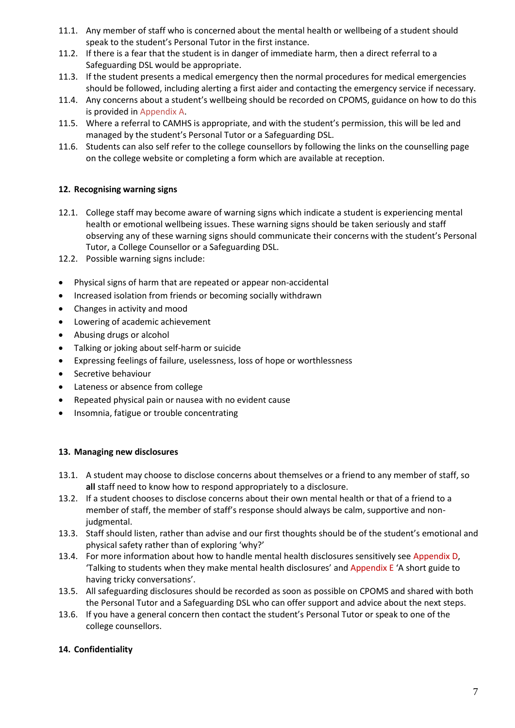11.1. Any member of staff who is concerned about the mental health or wellbeing of a student should speak to the student's Personal Tutor in the first instance.

11.2. If there is a fear that the student is in danger of immediate harm, then a direct referral to a Safeguarding DSL would be appropriate.

11.3. If the student presents a medical emergency then the normal procedures for medical emergencies should be followed, including alerting a first aider and contacting the emergency service if necessary.

11.4. Any concerns about a student's wellbeing should be recorded on CPOMS, guidance on how to do this is provided in Appendix A.

11.5. Where a referral to CAMHS is appropriate, and with the student's permission, this will be led and managed by the student's Personal Tutor or a Safeguarding DSL.

11.6. Students can also self refer to the college counsellors by following the links on the counselling page on the college website or completing a form which are available at reception.

## 12. Recognising warning signs

12.1. College staff may become aware of warning signs which indicate a student is experiencing mental health or emotional wellbeing issues. These warning signs should be taken seriously and staff observing any of these warning signs should communicate their concerns with the student's Personal Tutor, a College Counsellor or a Safeguarding DSL.

12.2. Possible warning signs include:

- Physical signs of harm that are repeated or appear non-accidental
- Increased isolation from friends or becoming socially withdrawn
- Changes in activity and mood
- Lowering of academic achievement
- Abusing drugs or alcohol
- Talking or joking about self-harm or suicide
- Expressing feelings of failure, uselessness, loss of hope or worthlessness
- Secretive behaviour
- Lateness or absence from college
- Repeated physical pain or nausea with no evident cause
- Insomnia, fatigue or trouble concentrating

## 13. Managing new disclosures

13.1. A student may choose to disclose concerns about themselves or a friend to any member of staff, so **all** staff need to know how to respond appropriately to a disclosure.

13.2. If a student chooses to disclose concerns about their own mental health or that of a friend to a member of staff, the member of staff's response should always be calm, supportive and non-judgmental.

13.3. Staff should listen, rather than advise and our first thoughts should be of the student's emotional and physical safety rather than of exploring 'why?'

13.4. For more information about how to handle mental health disclosures sensitively see Appendix D, 'Talking to students when they make mental health disclosures' and Appendix E 'A short guide to having tricky conversations'.

13.5. All safeguarding disclosures should be recorded as soon as possible on CPOMS and shared with both the Personal Tutor and a Safeguarding DSL who can offer support and advice about the next steps.

13.6. If you have a general concern then contact the student's Personal Tutor or speak to one of the college counsellors.

## 14. Confidentiality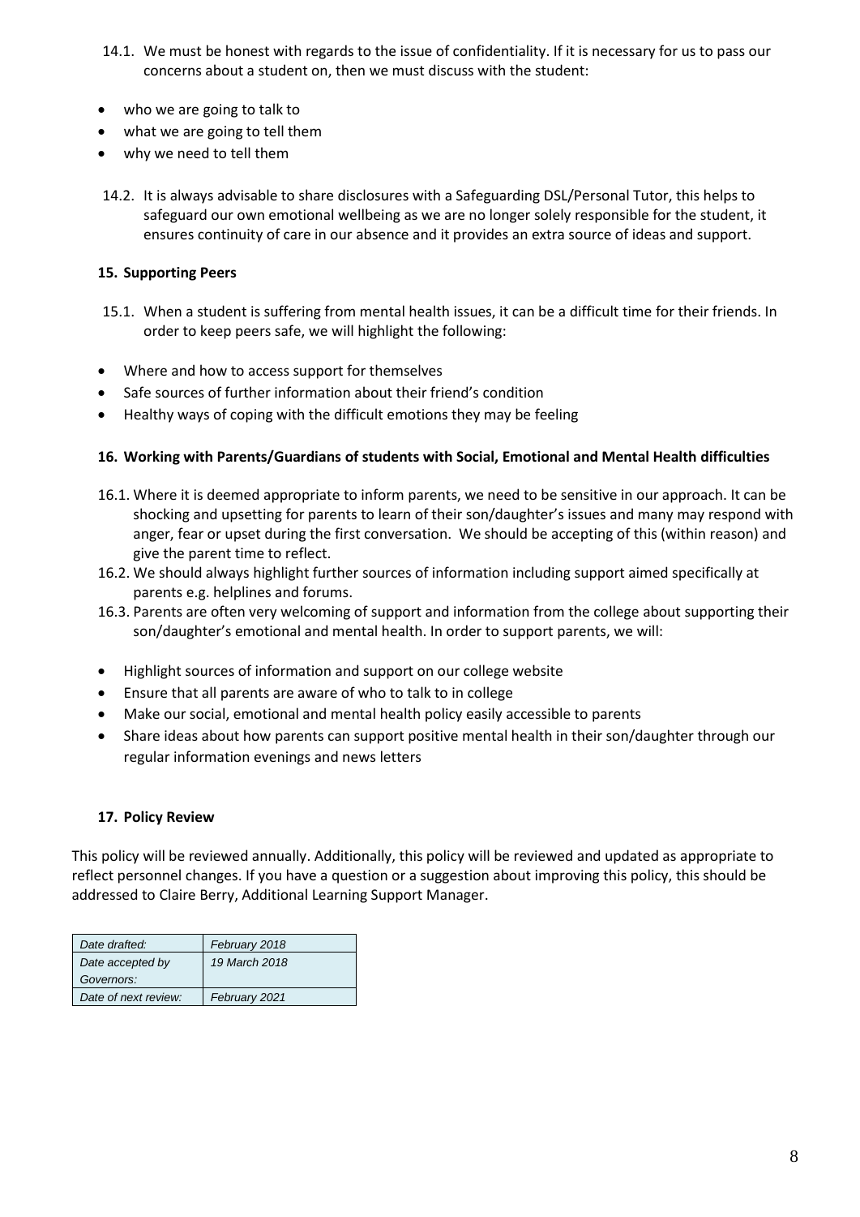14.1. We must be honest with regards to the issue of confidentiality. If it is necessary for us to pass our concerns about a student on, then we must discuss with the student:

- who we are going to talk to
- what we are going to tell them
- why we need to tell them

14.2. It is always advisable to share disclosures with a Safeguarding DSL/Personal Tutor, this helps to safeguard our own emotional wellbeing as we are no longer solely responsible for the student, it ensures continuity of care in our absence and it provides an extra source of ideas and support.

## 15. Supporting Peers

15.1. When a student is suffering from mental health issues, it can be a difficult time for their friends. In order to keep peers safe, we will highlight the following:

- Where and how to access support for themselves
- Safe sources of further information about their friend's condition
- Healthy ways of coping with the difficult emotions they may be feeling

## 16. Working with Parents/Guardians of students with Social, Emotional and Mental Health difficulties

16.1. Where it is deemed appropriate to inform parents, we need to be sensitive in our approach. It can be shocking and upsetting for parents to learn of their son/daughter's issues and many may respond with anger, fear or upset during the first conversation. We should be accepting of this (within reason) and give the parent time to reflect.

16.2. We should always highlight further sources of information including support aimed specifically at parents e.g. helplines and forums.

16.3. Parents are often very welcoming of support and information from the college about supporting their son/daughter's emotional and mental health. In order to support parents, we will:

- Highlight sources of information and support on our college website
- Ensure that all parents are aware of who to talk to in college
- Make our social, emotional and mental health policy easily accessible to parents
- Share ideas about how parents can support positive mental health in their son/daughter through our regular information evenings and news letters

## 17. Policy Review

This policy will be reviewed annually. Additionally, this policy will be reviewed and updated as appropriate to reflect personnel changes. If you have a question or a suggestion about improving this policy, this should be addressed to Claire Berry, Additional Learning Support Manager.

| | |
|---|---|
| *Date drafted:* | *February 2018* |
| *Date accepted by Governors:* | *19 March 2018* |
| *Date of next review:* | *February 2021* |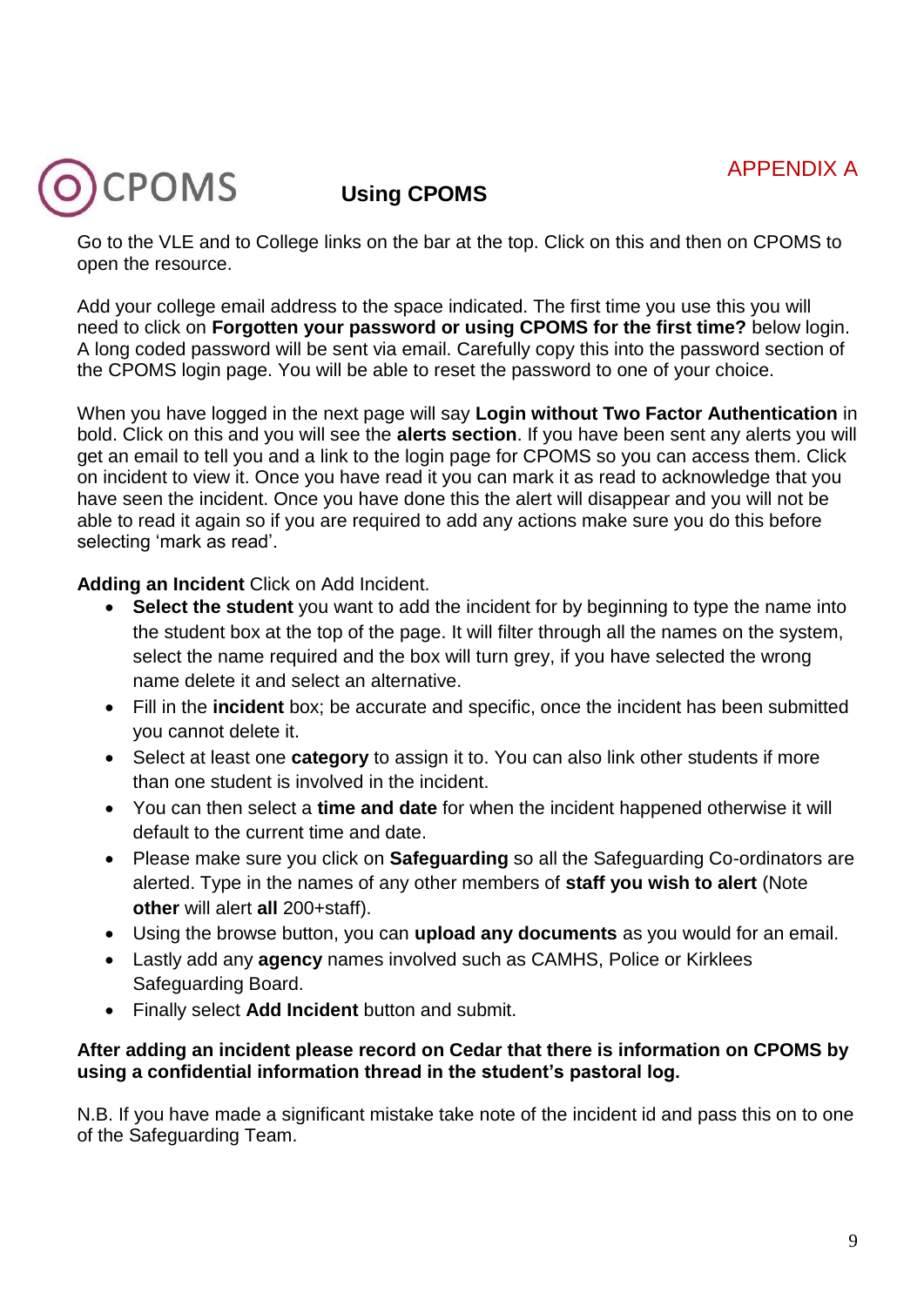APPENDIX A

# CPOMS

## Using CPOMS

Go to the VLE and to College links on the bar at the top. Click on this and then on CPOMS to open the resource.

Add your college email address to the space indicated. The first time you use this you will need to click on **Forgotten your password or using CPOMS for the first time?** below login. A long coded password will be sent via email. Carefully copy this into the password section of the CPOMS login page. You will be able to reset the password to one of your choice.

When you have logged in the next page will say **Login without Two Factor Authentication** in bold. Click on this and you will see the **alerts section**. If you have been sent any alerts you will get an email to tell you and a link to the login page for CPOMS so you can access them. Click on incident to view it. Once you have read it you can mark it as read to acknowledge that you have seen the incident. Once you have done this the alert will disappear and you will not be able to read it again so if you are required to add any actions make sure you do this before selecting 'mark as read'.

**Adding an Incident** Click on Add Incident.

- **Select the student** you want to add the incident for by beginning to type the name into the student box at the top of the page. It will filter through all the names on the system, select the name required and the box will turn grey, if you have selected the wrong name delete it and select an alternative.
- Fill in the **incident** box; be accurate and specific, once the incident has been submitted you cannot delete it.
- Select at least one **category** to assign it to. You can also link other students if more than one student is involved in the incident.
- You can then select a **time and date** for when the incident happened otherwise it will default to the current time and date.
- Please make sure you click on **Safeguarding** so all the Safeguarding Co-ordinators are alerted. Type in the names of any other members of **staff you wish to alert** (Note **other** will alert **all** 200+staff).
- Using the browse button, you can **upload any documents** as you would for an email.
- Lastly add any **agency** names involved such as CAMHS, Police or Kirklees Safeguarding Board.
- Finally select **Add Incident** button and submit.

**After adding an incident please record on Cedar that there is information on CPOMS by using a confidential information thread in the student's pastoral log.**

N.B. If you have made a significant mistake take note of the incident id and pass this on to one of the Safeguarding Team.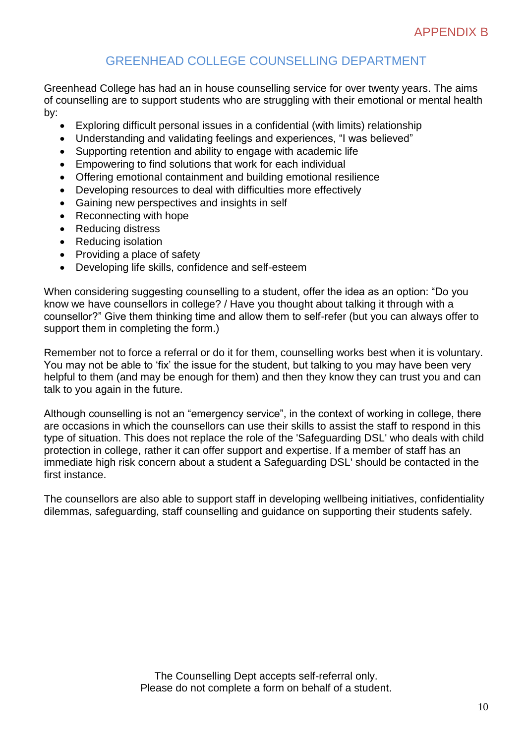APPENDIX B

## GREENHEAD COLLEGE COUNSELLING DEPARTMENT

Greenhead College has had an in house counselling service for over twenty years. The aims of counselling are to support students who are struggling with their emotional or mental health by:

- Exploring difficult personal issues in a confidential (with limits) relationship
- Understanding and validating feelings and experiences, "I was believed"
- Supporting retention and ability to engage with academic life
- Empowering to find solutions that work for each individual
- Offering emotional containment and building emotional resilience
- Developing resources to deal with difficulties more effectively
- Gaining new perspectives and insights in self
- Reconnecting with hope
- Reducing distress
- Reducing isolation
- Providing a place of safety
- Developing life skills, confidence and self-esteem

When considering suggesting counselling to a student, offer the idea as an option: "Do you know we have counsellors in college? / Have you thought about talking it through with a counsellor?" Give them thinking time and allow them to self-refer (but you can always offer to support them in completing the form.)

Remember not to force a referral or do it for them, counselling works best when it is voluntary. You may not be able to 'fix' the issue for the student, but talking to you may have been very helpful to them (and may be enough for them) and then they know they can trust you and can talk to you again in the future.

Although counselling is not an "emergency service", in the context of working in college, there are occasions in which the counsellors can use their skills to assist the staff to respond in this type of situation. This does not replace the role of the 'Safeguarding DSL' who deals with child protection in college, rather it can offer support and expertise. If a member of staff has an immediate high risk concern about a student a Safeguarding DSL' should be contacted in the first instance.

The counsellors are also able to support staff in developing wellbeing initiatives, confidentiality dilemmas, safeguarding, staff counselling and guidance on supporting their students safely.

The Counselling Dept accepts self-referral only.
Please do not complete a form on behalf of a student.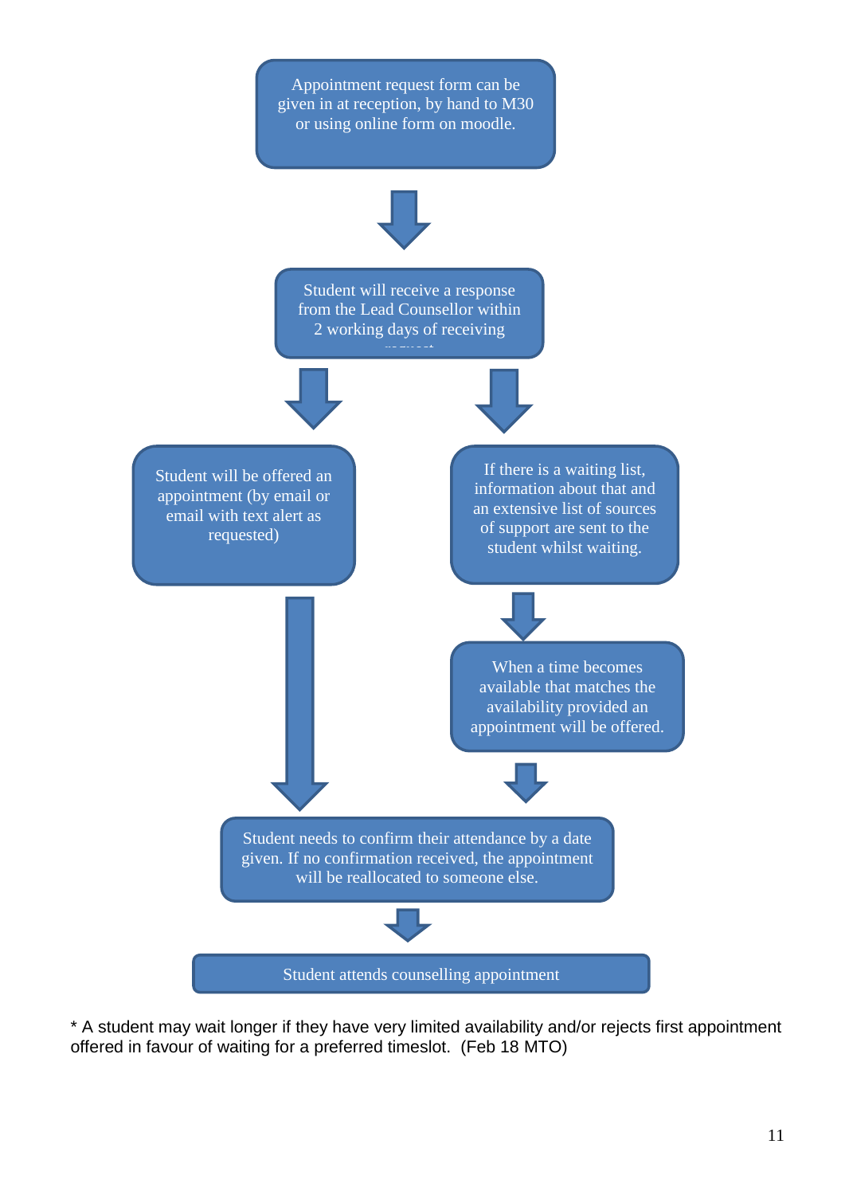Appointment request form can be given in at reception, by hand to M30 or using online form on moodle.

↓

Student will receive a response from the Lead Counsellor within 2 working days of receiving request

↓

Student will be offered an appointment (by email or email with text alert as requested)

If there is a waiting list, information about that and an extensive list of sources of support are sent to the student whilst waiting.

↓

When a time becomes available that matches the availability provided an appointment will be offered.

↓

Student needs to confirm their attendance by a date given. If no confirmation received, the appointment will be reallocated to someone else.

↓

Student attends counselling appointment

* A student may wait longer if they have very limited availability and/or rejects first appointment offered in favour of waiting for a preferred timeslot. (Feb 18 MTO)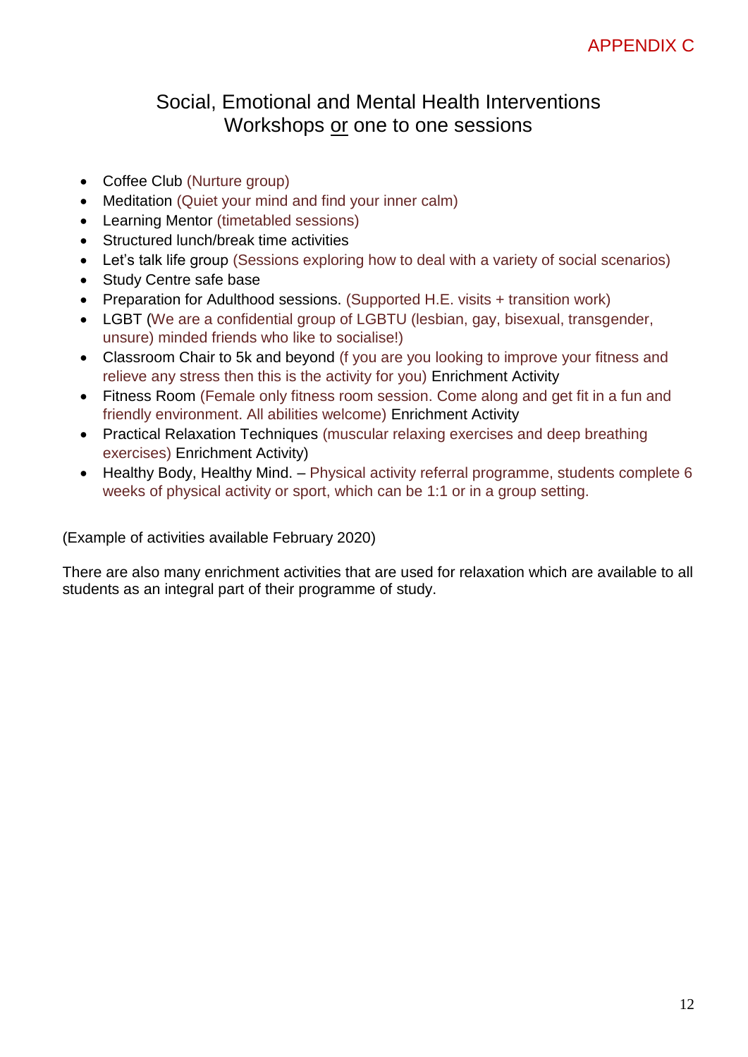APPENDIX C

# Social, Emotional and Mental Health Interventions
## Workshops <u>or</u> one to one sessions

- Coffee Club (Nurture group)
- Meditation (Quiet your mind and find your inner calm)
- Learning Mentor (timetabled sessions)
- Structured lunch/break time activities
- Let's talk life group (Sessions exploring how to deal with a variety of social scenarios)
- Study Centre safe base
- Preparation for Adulthood sessions. (Supported H.E. visits + transition work)
- LGBT (We are a confidential group of LGBTU (lesbian, gay, bisexual, transgender, unsure) minded friends who like to socialise!)
- Classroom Chair to 5k and beyond (f you are you looking to improve your fitness and relieve any stress then this is the activity for you) Enrichment Activity
- Fitness Room (Female only fitness room session. Come along and get fit in a fun and friendly environment. All abilities welcome) Enrichment Activity
- Practical Relaxation Techniques (muscular relaxing exercises and deep breathing exercises) Enrichment Activity)
- Healthy Body, Healthy Mind. – Physical activity referral programme, students complete 6 weeks of physical activity or sport, which can be 1:1 or in a group setting.

(Example of activities available February 2020)

There are also many enrichment activities that are used for relaxation which are available to all students as an integral part of their programme of study.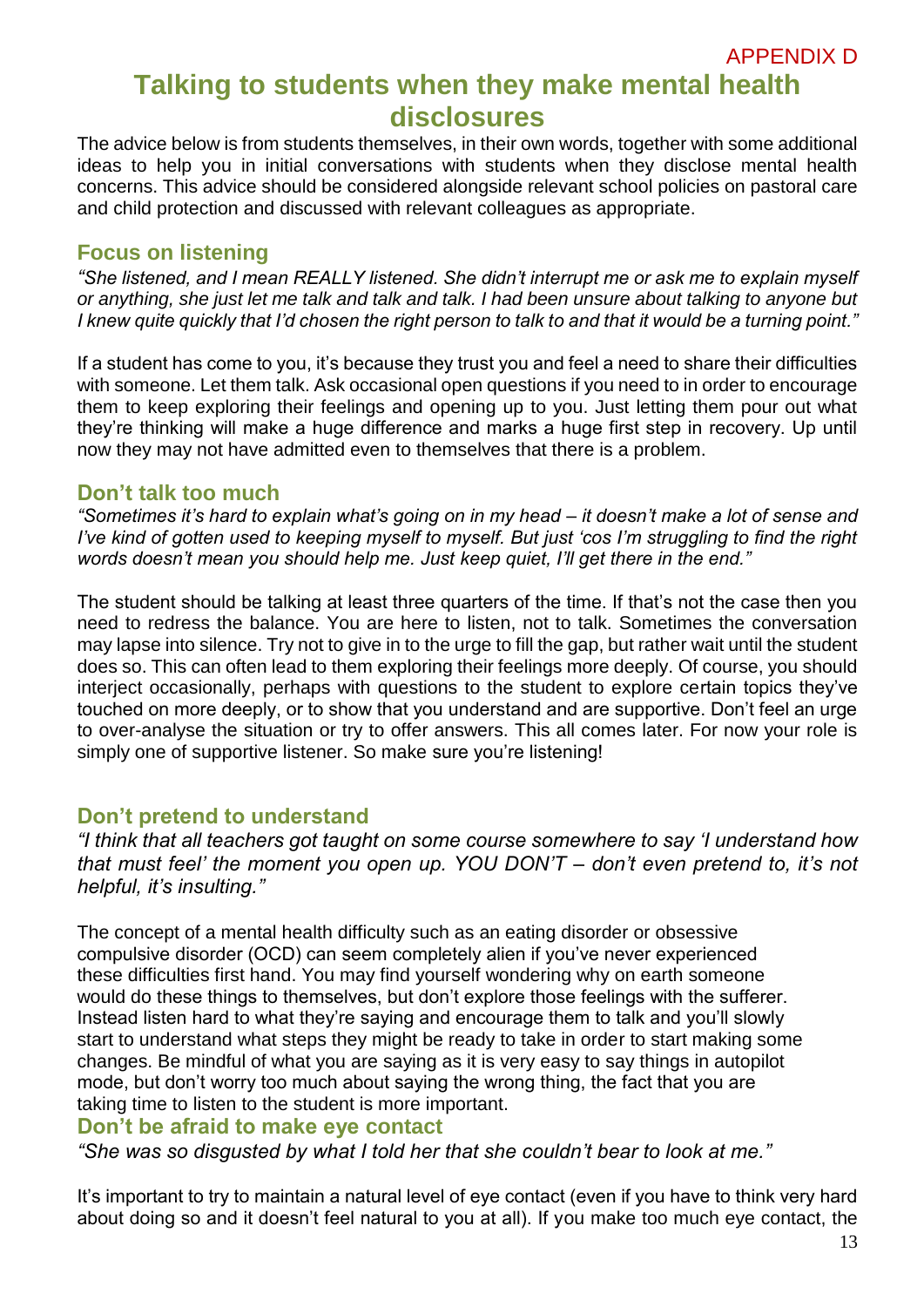APPENDIX D

# Talking to students when they make mental health disclosures

The advice below is from students themselves, in their own words, together with some additional ideas to help you in initial conversations with students when they disclose mental health concerns. This advice should be considered alongside relevant school policies on pastoral care and child protection and discussed with relevant colleagues as appropriate.

## Focus on listening

*"She listened, and I mean REALLY listened. She didn't interrupt me or ask me to explain myself or anything, she just let me talk and talk and talk. I had been unsure about talking to anyone but I knew quite quickly that I'd chosen the right person to talk to and that it would be a turning point."*

If a student has come to you, it's because they trust you and feel a need to share their difficulties with someone. Let them talk. Ask occasional open questions if you need to in order to encourage them to keep exploring their feelings and opening up to you. Just letting them pour out what they're thinking will make a huge difference and marks a huge first step in recovery. Up until now they may not have admitted even to themselves that there is a problem.

## Don't talk too much

*"Sometimes it's hard to explain what's going on in my head – it doesn't make a lot of sense and I've kind of gotten used to keeping myself to myself. But just 'cos I'm struggling to find the right words doesn't mean you should help me. Just keep quiet, I'll get there in the end."*

The student should be talking at least three quarters of the time. If that's not the case then you need to redress the balance. You are here to listen, not to talk. Sometimes the conversation may lapse into silence. Try not to give in to the urge to fill the gap, but rather wait until the student does so. This can often lead to them exploring their feelings more deeply. Of course, you should interject occasionally, perhaps with questions to the student to explore certain topics they've touched on more deeply, or to show that you understand and are supportive. Don't feel an urge to over-analyse the situation or try to offer answers. This all comes later. For now your role is simply one of supportive listener. So make sure you're listening!

## Don't pretend to understand

*"I think that all teachers got taught on some course somewhere to say 'I understand how that must feel' the moment you open up. YOU DON'T – don't even pretend to, it's not helpful, it's insulting."*

The concept of a mental health difficulty such as an eating disorder or obsessive compulsive disorder (OCD) can seem completely alien if you've never experienced these difficulties first hand. You may find yourself wondering why on earth someone would do these things to themselves, but don't explore those feelings with the sufferer. Instead listen hard to what they're saying and encourage them to talk and you'll slowly start to understand what steps they might be ready to take in order to start making some changes. Be mindful of what you are saying as it is very easy to say things in autopilot mode, but don't worry too much about saying the wrong thing, the fact that you are taking time to listen to the student is more important.

## Don't be afraid to make eye contact

*"She was so disgusted by what I told her that she couldn't bear to look at me."*

It's important to try to maintain a natural level of eye contact (even if you have to think very hard about doing so and it doesn't feel natural to you at all). If you make too much eye contact, the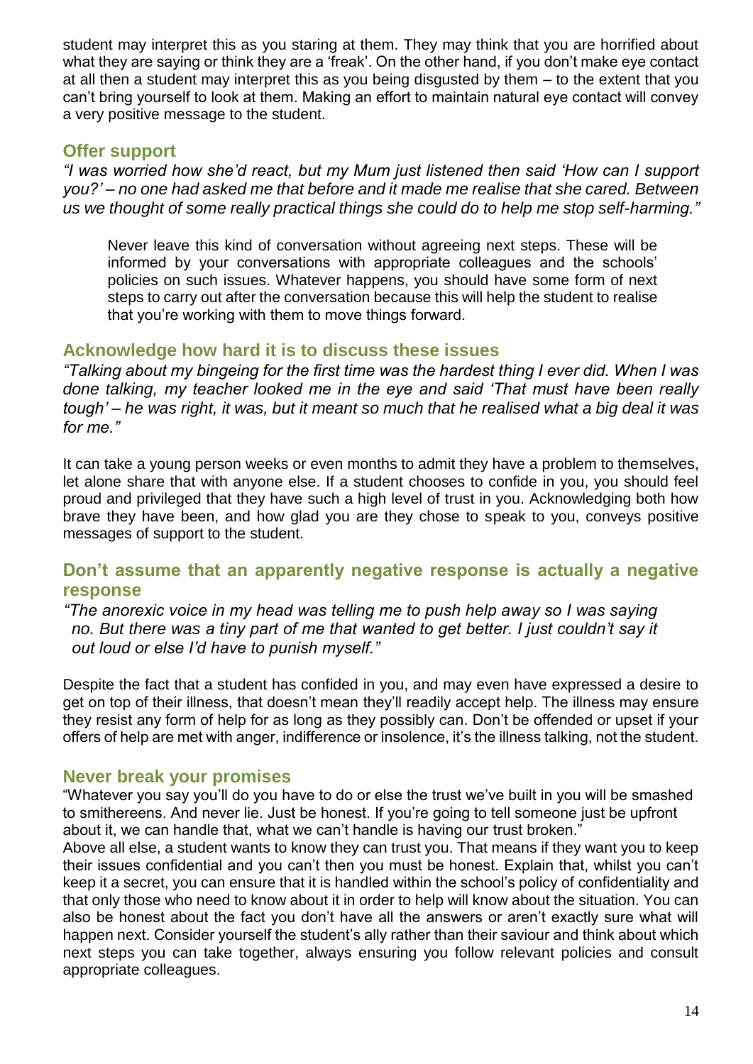student may interpret this as you staring at them. They may think that you are horrified about what they are saying or think they are a 'freak'. On the other hand, if you don't make eye contact at all then a student may interpret this as you being disgusted by them – to the extent that you can't bring yourself to look at them. Making an effort to maintain natural eye contact will convey a very positive message to the student.

## Offer support

*"I was worried how she'd react, but my Mum just listened then said 'How can I support you?' – no one had asked me that before and it made me realise that she cared. Between us we thought of some really practical things she could do to help me stop self-harming."*

Never leave this kind of conversation without agreeing next steps. These will be informed by your conversations with appropriate colleagues and the schools' policies on such issues. Whatever happens, you should have some form of next steps to carry out after the conversation because this will help the student to realise that you're working with them to move things forward.

## Acknowledge how hard it is to discuss these issues

*"Talking about my bingeing for the first time was the hardest thing I ever did. When I was done talking, my teacher looked me in the eye and said 'That must have been really tough' – he was right, it was, but it meant so much that he realised what a big deal it was for me."*

It can take a young person weeks or even months to admit they have a problem to themselves, let alone share that with anyone else. If a student chooses to confide in you, you should feel proud and privileged that they have such a high level of trust in you. Acknowledging both how brave they have been, and how glad you are they chose to speak to you, conveys positive messages of support to the student.

## Don't assume that an apparently negative response is actually a negative response

*"The anorexic voice in my head was telling me to push help away so I was saying no. But there was a tiny part of me that wanted to get better. I just couldn't say it out loud or else I'd have to punish myself."*

Despite the fact that a student has confided in you, and may even have expressed a desire to get on top of their illness, that doesn't mean they'll readily accept help. The illness may ensure they resist any form of help for as long as they possibly can. Don't be offended or upset if your offers of help are met with anger, indifference or insolence, it's the illness talking, not the student.

## Never break your promises

"Whatever you say you'll do you have to do or else the trust we've built in you will be smashed to smithereens. And never lie. Just be honest. If you're going to tell someone just be upfront about it, we can handle that, what we can't handle is having our trust broken."

Above all else, a student wants to know they can trust you. That means if they want you to keep their issues confidential and you can't then you must be honest. Explain that, whilst you can't keep it a secret, you can ensure that it is handled within the school's policy of confidentiality and that only those who need to know about it in order to help will know about the situation. You can also be honest about the fact you don't have all the answers or aren't exactly sure what will happen next. Consider yourself the student's ally rather than their saviour and think about which next steps you can take together, always ensuring you follow relevant policies and consult appropriate colleagues.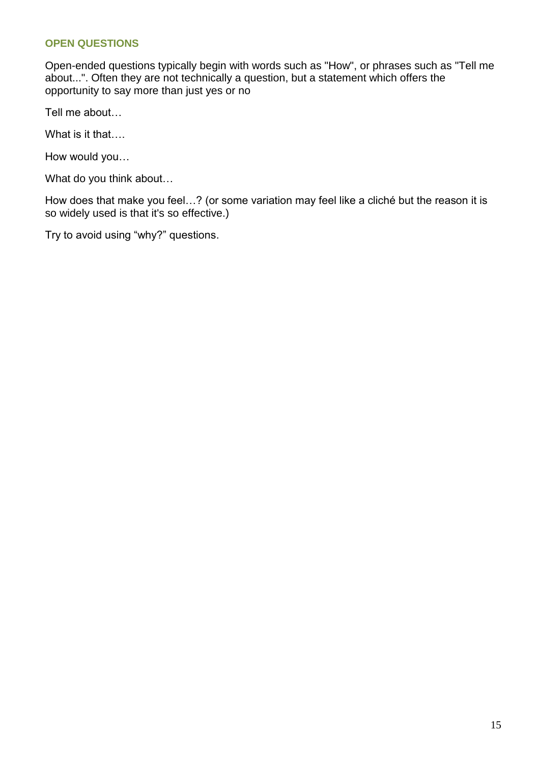## OPEN QUESTIONS

Open-ended questions typically begin with words such as "How", or phrases such as "Tell me about...". Often they are not technically a question, but a statement which offers the opportunity to say more than just yes or no

Tell me about…

What is it that….

How would you…

What do you think about…

How does that make you feel…? (or some variation may feel like a cliché but the reason it is so widely used is that it's so effective.)

Try to avoid using "why?" questions.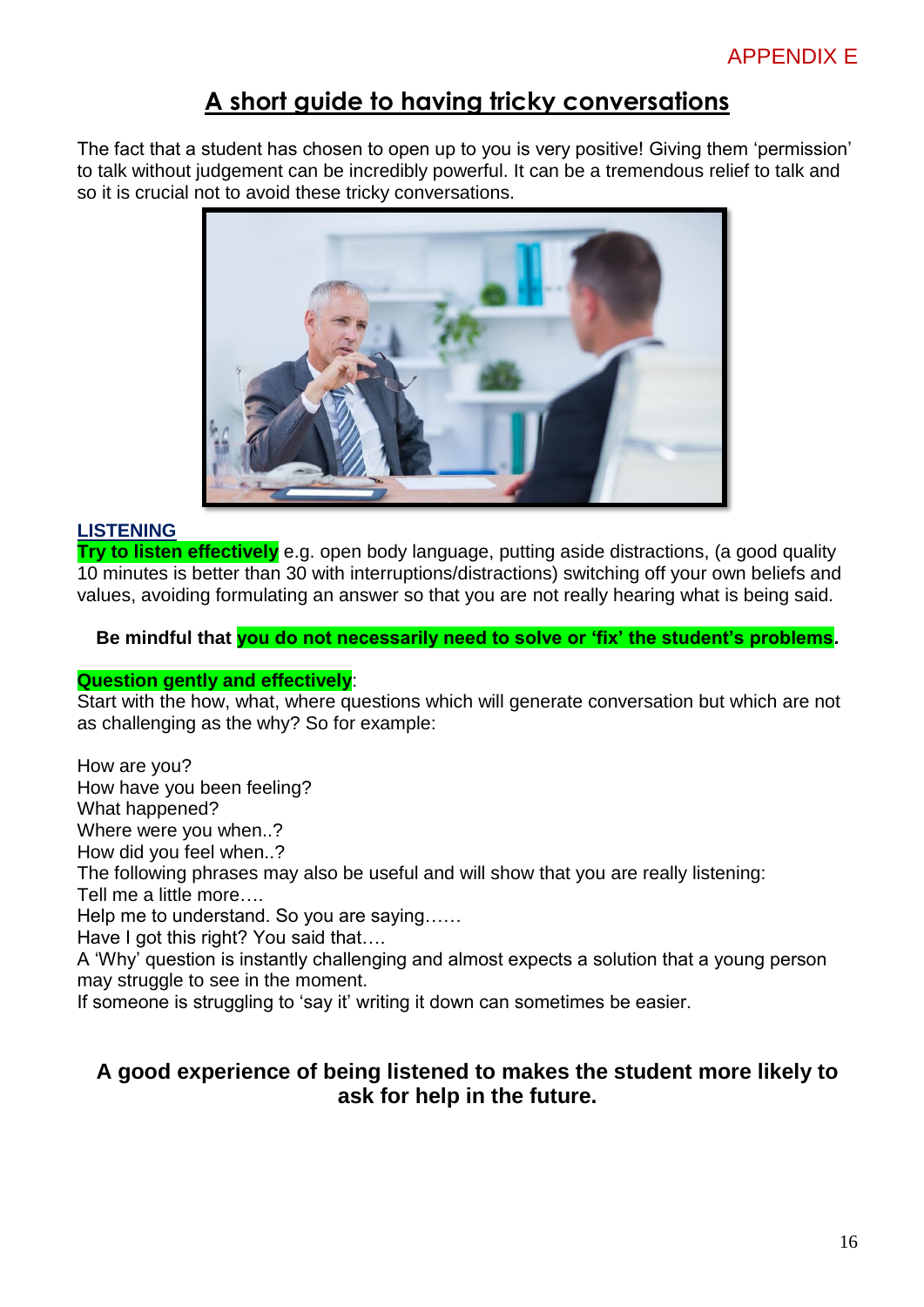APPENDIX E

# A short guide to having tricky conversations

The fact that a student has chosen to open up to you is very positive! Giving them 'permission' to talk without judgement can be incredibly powerful. It can be a tremendous relief to talk and so it is crucial not to avoid these tricky conversations.

## LISTENING

**Try to listen effectively** e.g. open body language, putting aside distractions, (a good quality 10 minutes is better than 30 with interruptions/distractions) switching off your own beliefs and values, avoiding formulating an answer so that you are not really hearing what is being said.

**Be mindful that you do not necessarily need to solve or 'fix' the student's problems.**

**Question gently and effectively**:
Start with the how, what, where questions which will generate conversation but which are not as challenging as the why? So for example:

How are you?
How have you been feeling?
What happened?
Where were you when..?
How did you feel when..?
The following phrases may also be useful and will show that you are really listening:
Tell me a little more….
Help me to understand. So you are saying……
Have I got this right? You said that….
A 'Why' question is instantly challenging and almost expects a solution that a young person may struggle to see in the moment.
If someone is struggling to 'say it' writing it down can sometimes be easier.

**A good experience of being listened to makes the student more likely to ask for help in the future.**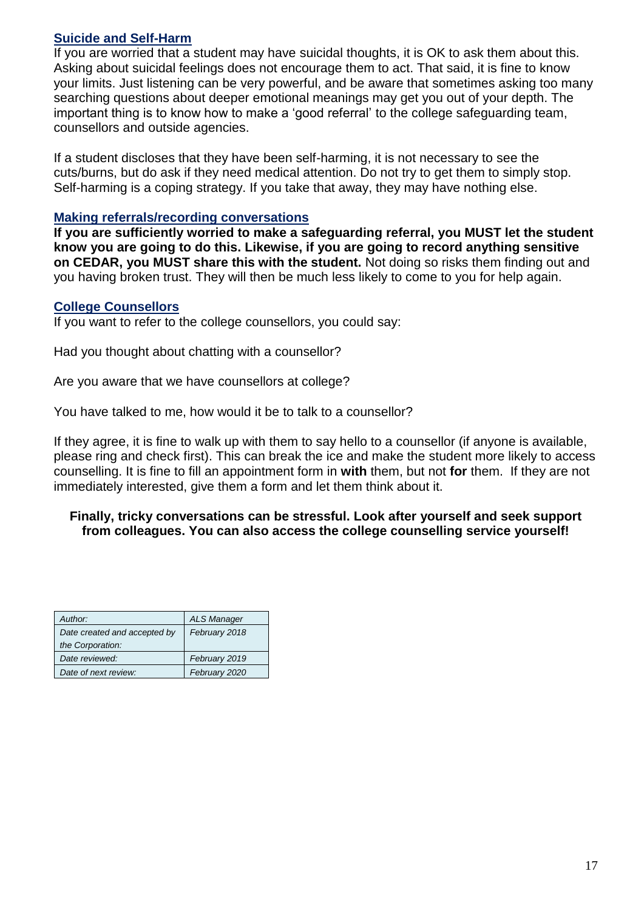## Suicide and Self-Harm

If you are worried that a student may have suicidal thoughts, it is OK to ask them about this. Asking about suicidal feelings does not encourage them to act. That said, it is fine to know your limits. Just listening can be very powerful, and be aware that sometimes asking too many searching questions about deeper emotional meanings may get you out of your depth. The important thing is to know how to make a 'good referral' to the college safeguarding team, counsellors and outside agencies.

If a student discloses that they have been self-harming, it is not necessary to see the cuts/burns, but do ask if they need medical attention. Do not try to get them to simply stop. Self-harming is a coping strategy. If you take that away, they may have nothing else.

## Making referrals/recording conversations

**If you are sufficiently worried to make a safeguarding referral, you MUST let the student know you are going to do this. Likewise, if you are going to record anything sensitive on CEDAR, you MUST share this with the student.** Not doing so risks them finding out and you having broken trust. They will then be much less likely to come to you for help again.

## College Counsellors

If you want to refer to the college counsellors, you could say:

Had you thought about chatting with a counsellor?

Are you aware that we have counsellors at college?

You have talked to me, how would it be to talk to a counsellor?

If they agree, it is fine to walk up with them to say hello to a counsellor (if anyone is available, please ring and check first). This can break the ice and make the student more likely to access counselling. It is fine to fill an appointment form in **with** them, but not **for** them. If they are not immediately interested, give them a form and let them think about it.

**Finally, tricky conversations can be stressful. Look after yourself and seek support from colleagues. You can also access the college counselling service yourself!**

| | |
|---|---|
| *Author:* | *ALS Manager* |
| *Date created and accepted by the Corporation:* | *February 2018* |
| *Date reviewed:* | *February 2019* |
| *Date of next review:* | *February 2020* |